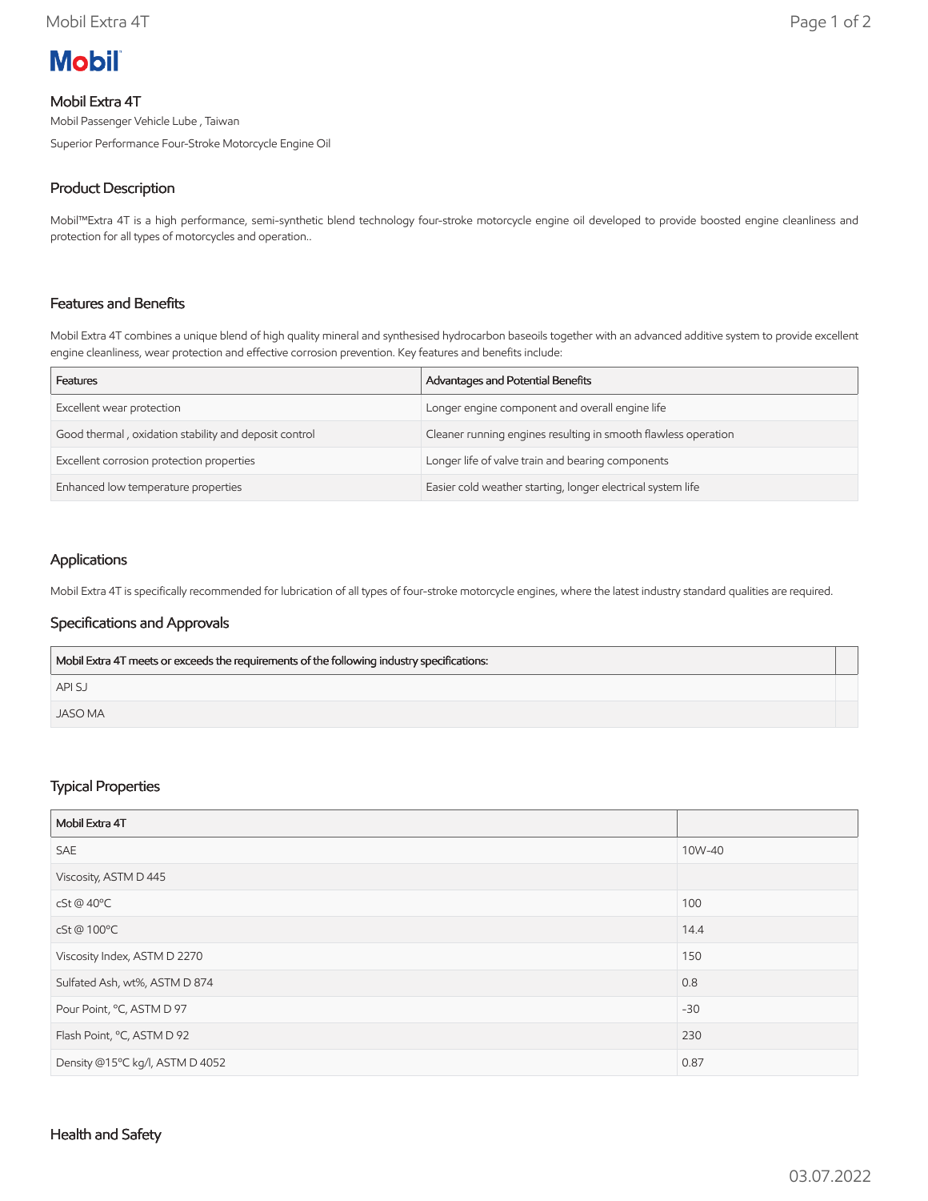# Mobil

## Mobil Extra 4T

Mobil Passenger Vehicle Lube , Taiwan

Superior Performance Four-Stroke Motorcycle Engine Oil

### Product Description

Mobil™Extra 4T is a high performance, semi-synthetic blend technology four-stroke motorcycle engine oil developed to provide boosted engine cleanliness and protection for all types of motorcycles and operation..

### Features and Benefits

Mobil Extra 4T combines a unique blend of high quality mineral and synthesised hydrocarbon baseoils together with an advanced additive system to provide excellent engine cleanliness, wear protection and effective corrosion prevention. Key features and benefits include:

| Features | Advantages and Potential Benefits |
| --- | --- |
| Excellent wear protection | Longer engine component and overall engine life |
| Good thermal , oxidation stability and deposit control | Cleaner running engines resulting in smooth flawless operation |
| Excellent corrosion protection properties | Longer life of valve train and bearing components |
| Enhanced low temperature properties | Easier cold weather starting, longer electrical system life |

### Applications

Mobil Extra 4T is specifically recommended for lubrication of all types of four-stroke motorcycle engines, where the latest industry standard qualities are required.

### Specifications and Approvals

| Mobil Extra 4T meets or exceeds the requirements of the following industry specifications: | |
| --- | --- |
| API SJ | |
| JASO MA | |

### Typical Properties

| Mobil Extra 4T | |
| --- | --- |
| SAE | 10W-40 |
| Viscosity, ASTM D 445 | |
| cSt @ 40ºC | 100 |
| cSt @ 100ºC | 14.4 |
| Viscosity Index, ASTM D 2270 | 150 |
| Sulfated Ash, wt%, ASTM D 874 | 0.8 |
| Pour Point, ºC, ASTM D 97 | -30 |
| Flash Point, ºC, ASTM D 92 | 230 |
| Density @15ºC kg/l, ASTM D 4052 | 0.87 |

### Health and Safety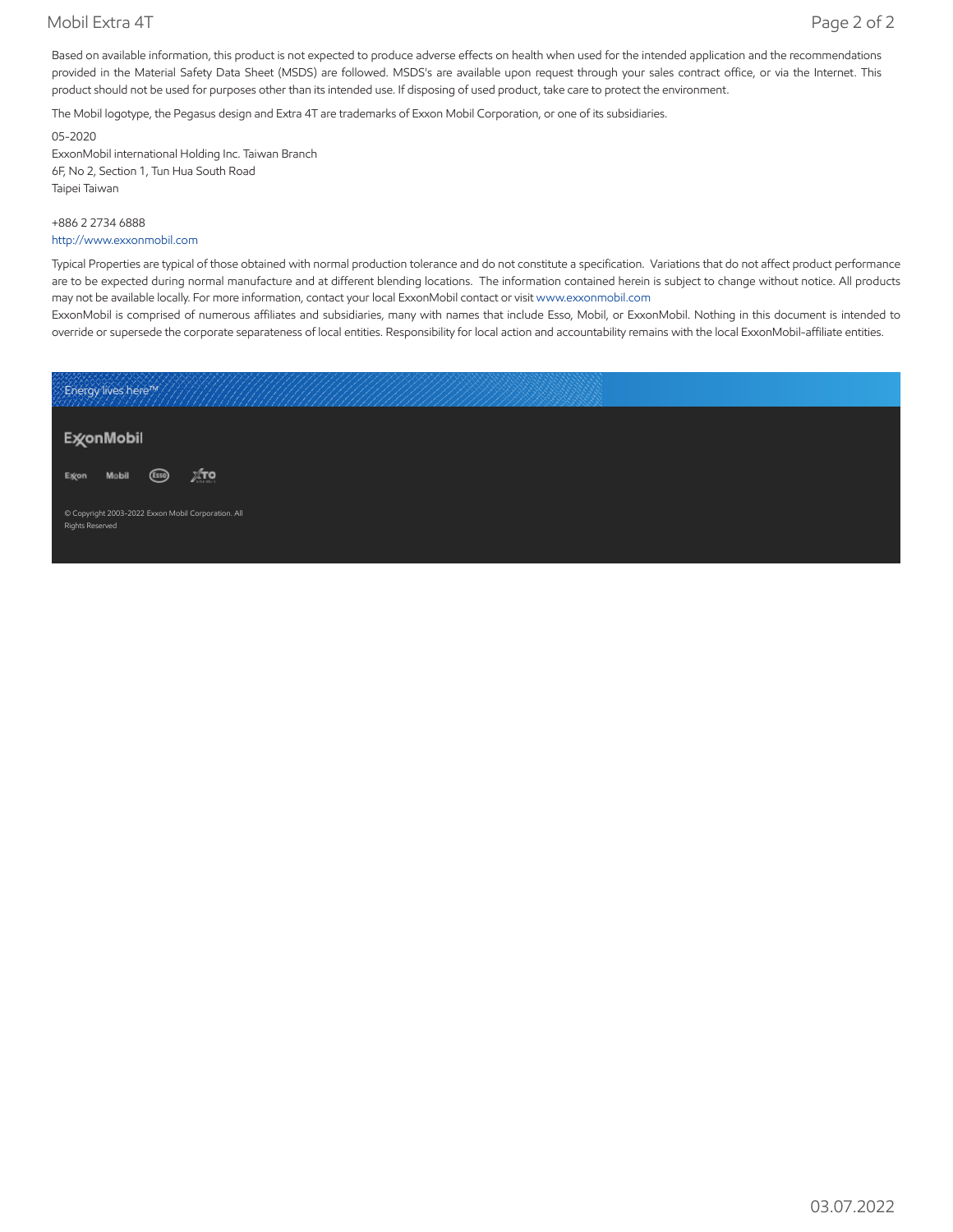Based on available information, this product is not expected to produce adverse effects on health when used for the intended application and the recommendations provided in the Material Safety Data Sheet (MSDS) are followed. MSDS's are available upon request through your sales contract office, or via the Internet. This product should not be used for purposes other than its intended use. If disposing of used product, take care to protect the environment.

The Mobil logotype, the Pegasus design and Extra 4T are trademarks of Exxon Mobil Corporation, or one of its subsidiaries.

05-2020
ExxonMobil international Holding Inc. Taiwan Branch
6F, No 2, Section 1, Tun Hua South Road
Taipei Taiwan

+886 2 2734 6888
http://www.exxonmobil.com

Typical Properties are typical of those obtained with normal production tolerance and do not constitute a specification. Variations that do not affect product performance are to be expected during normal manufacture and at different blending locations. The information contained herein is subject to change without notice. All products may not be available locally. For more information, contact your local ExxonMobil contact or visit www.exxonmobil.com
ExxonMobil is comprised of numerous affiliates and subsidiaries, many with names that include Esso, Mobil, or ExxonMobil. Nothing in this document is intended to override or supersede the corporate separateness of local entities. Responsibility for local action and accountability remains with the local ExxonMobil-affiliate entities.

Energy lives here™

ExxonMobil

Exxon Mobil Esso XTO

© Copyright 2003-2022 Exxon Mobil Corporation. All Rights Reserved

03.07.2022